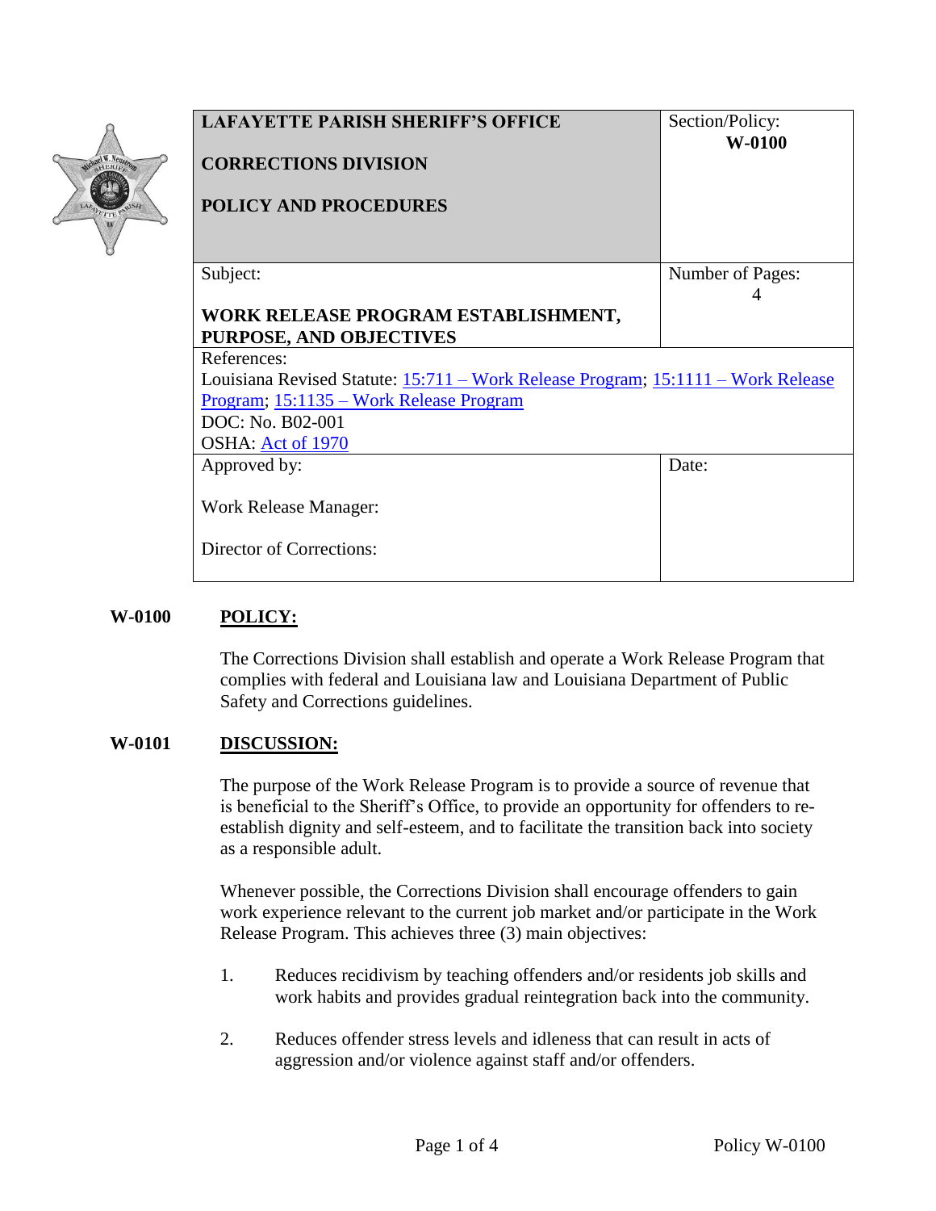| **LAFAYETTE PARISH SHERIFF'S OFFICE**<br><br>**CORRECTIONS DIVISION**<br><br>**POLICY AND PROCEDURES** | Section/Policy:<br>**W-0100** |
|---|---|
| Subject:<br><br>**WORK RELEASE PROGRAM ESTABLISHMENT, PURPOSE, AND OBJECTIVES** | Number of Pages:<br>4 |
| References:<br>Louisiana Revised Statute: 15:711 – Work Release Program; 15:1111 – Work Release Program; 15:1135 – Work Release Program<br>DOC: No. B02-001<br>OSHA: Act of 1970 | |
| Approved by:<br><br>Work Release Manager:<br><br>Director of Corrections: | Date: |

**W-0100** **POLICY:**

The Corrections Division shall establish and operate a Work Release Program that complies with federal and Louisiana law and Louisiana Department of Public Safety and Corrections guidelines.

**W-0101** **DISCUSSION:**

The purpose of the Work Release Program is to provide a source of revenue that is beneficial to the Sheriff's Office, to provide an opportunity for offenders to re-establish dignity and self-esteem, and to facilitate the transition back into society as a responsible adult.

Whenever possible, the Corrections Division shall encourage offenders to gain work experience relevant to the current job market and/or participate in the Work Release Program. This achieves three (3) main objectives:

1. Reduces recidivism by teaching offenders and/or residents job skills and work habits and provides gradual reintegration back into the community.

2. Reduces offender stress levels and idleness that can result in acts of aggression and/or violence against staff and/or offenders.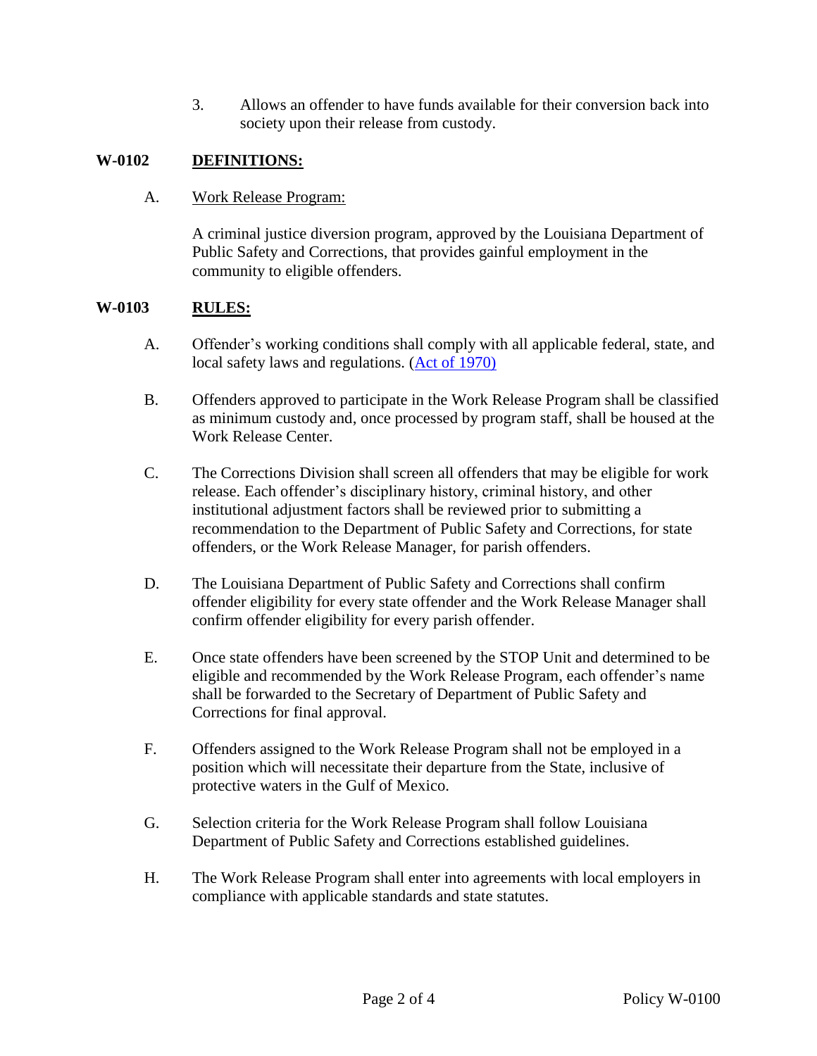3. Allows an offender to have funds available for their conversion back into society upon their release from custody.

## W-0102 DEFINITIONS:

A. Work Release Program:

A criminal justice diversion program, approved by the Louisiana Department of Public Safety and Corrections, that provides gainful employment in the community to eligible offenders.

## W-0103 RULES:

A. Offender's working conditions shall comply with all applicable federal, state, and local safety laws and regulations. (Act of 1970)

B. Offenders approved to participate in the Work Release Program shall be classified as minimum custody and, once processed by program staff, shall be housed at the Work Release Center.

C. The Corrections Division shall screen all offenders that may be eligible for work release. Each offender's disciplinary history, criminal history, and other institutional adjustment factors shall be reviewed prior to submitting a recommendation to the Department of Public Safety and Corrections, for state offenders, or the Work Release Manager, for parish offenders.

D. The Louisiana Department of Public Safety and Corrections shall confirm offender eligibility for every state offender and the Work Release Manager shall confirm offender eligibility for every parish offender.

E. Once state offenders have been screened by the STOP Unit and determined to be eligible and recommended by the Work Release Program, each offender's name shall be forwarded to the Secretary of Department of Public Safety and Corrections for final approval.

F. Offenders assigned to the Work Release Program shall not be employed in a position which will necessitate their departure from the State, inclusive of protective waters in the Gulf of Mexico.

G. Selection criteria for the Work Release Program shall follow Louisiana Department of Public Safety and Corrections established guidelines.

H. The Work Release Program shall enter into agreements with local employers in compliance with applicable standards and state statutes.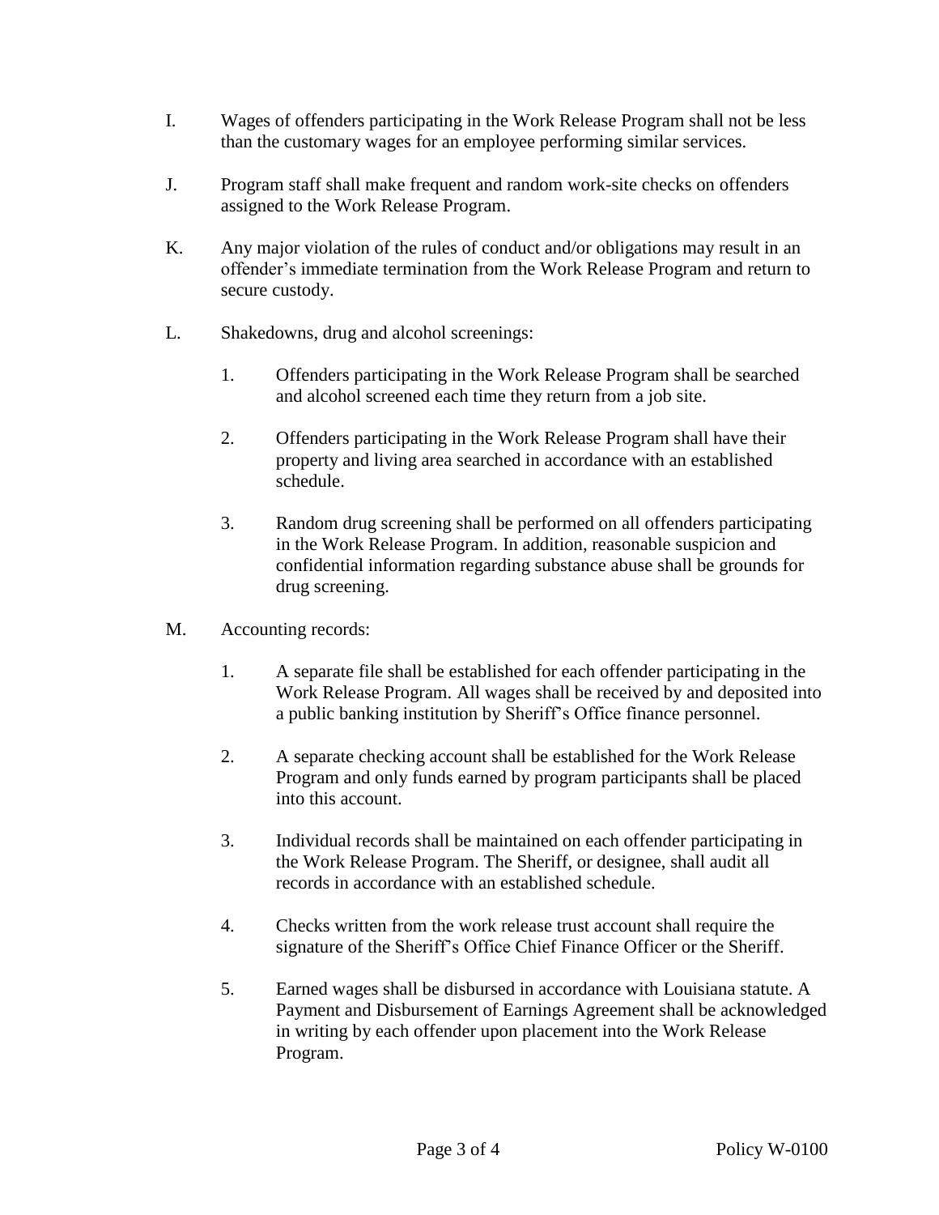I. Wages of offenders participating in the Work Release Program shall not be less than the customary wages for an employee performing similar services.

J. Program staff shall make frequent and random work-site checks on offenders assigned to the Work Release Program.

K. Any major violation of the rules of conduct and/or obligations may result in an offender's immediate termination from the Work Release Program and return to secure custody.

L. Shakedowns, drug and alcohol screenings:

   1. Offenders participating in the Work Release Program shall be searched and alcohol screened each time they return from a job site.

   2. Offenders participating in the Work Release Program shall have their property and living area searched in accordance with an established schedule.

   3. Random drug screening shall be performed on all offenders participating in the Work Release Program. In addition, reasonable suspicion and confidential information regarding substance abuse shall be grounds for drug screening.

M. Accounting records:

   1. A separate file shall be established for each offender participating in the Work Release Program. All wages shall be received by and deposited into a public banking institution by Sheriff's Office finance personnel.

   2. A separate checking account shall be established for the Work Release Program and only funds earned by program participants shall be placed into this account.

   3. Individual records shall be maintained on each offender participating in the Work Release Program. The Sheriff, or designee, shall audit all records in accordance with an established schedule.

   4. Checks written from the work release trust account shall require the signature of the Sheriff's Office Chief Finance Officer or the Sheriff.

   5. Earned wages shall be disbursed in accordance with Louisiana statute. A Payment and Disbursement of Earnings Agreement shall be acknowledged in writing by each offender upon placement into the Work Release Program.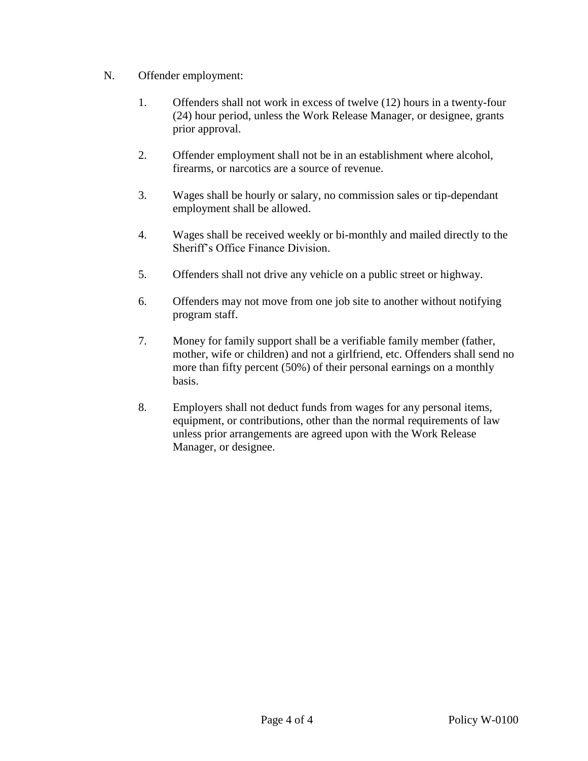N. Offender employment:

1. Offenders shall not work in excess of twelve (12) hours in a twenty-four (24) hour period, unless the Work Release Manager, or designee, grants prior approval.

2. Offender employment shall not be in an establishment where alcohol, firearms, or narcotics are a source of revenue.

3. Wages shall be hourly or salary, no commission sales or tip-dependant employment shall be allowed.

4. Wages shall be received weekly or bi-monthly and mailed directly to the Sheriff's Office Finance Division.

5. Offenders shall not drive any vehicle on a public street or highway.

6. Offenders may not move from one job site to another without notifying program staff.

7. Money for family support shall be a verifiable family member (father, mother, wife or children) and not a girlfriend, etc. Offenders shall send no more than fifty percent (50%) of their personal earnings on a monthly basis.

8. Employers shall not deduct funds from wages for any personal items, equipment, or contributions, other than the normal requirements of law unless prior arrangements are agreed upon with the Work Release Manager, or designee.